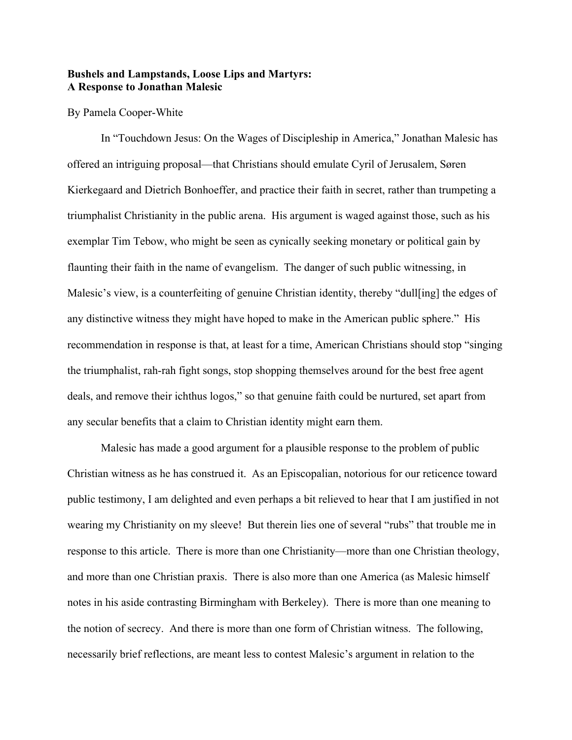**Bushels and Lampstands, Loose Lips and Martyrs:**
**A Response to Jonathan Malesic**

By Pamela Cooper-White

In "Touchdown Jesus: On the Wages of Discipleship in America," Jonathan Malesic has offered an intriguing proposal—that Christians should emulate Cyril of Jerusalem, Søren Kierkegaard and Dietrich Bonhoeffer, and practice their faith in secret, rather than trumpeting a triumphalist Christianity in the public arena. His argument is waged against those, such as his exemplar Tim Tebow, who might be seen as cynically seeking monetary or political gain by flaunting their faith in the name of evangelism. The danger of such public witnessing, in Malesic's view, is a counterfeiting of genuine Christian identity, thereby "dull[ing] the edges of any distinctive witness they might have hoped to make in the American public sphere." His recommendation in response is that, at least for a time, American Christians should stop "singing the triumphalist, rah-rah fight songs, stop shopping themselves around for the best free agent deals, and remove their ichthus logos," so that genuine faith could be nurtured, set apart from any secular benefits that a claim to Christian identity might earn them.

Malesic has made a good argument for a plausible response to the problem of public Christian witness as he has construed it. As an Episcopalian, notorious for our reticence toward public testimony, I am delighted and even perhaps a bit relieved to hear that I am justified in not wearing my Christianity on my sleeve! But therein lies one of several "rubs" that trouble me in response to this article. There is more than one Christianity—more than one Christian theology, and more than one Christian praxis. There is also more than one America (as Malesic himself notes in his aside contrasting Birmingham with Berkeley). There is more than one meaning to the notion of secrecy. And there is more than one form of Christian witness. The following, necessarily brief reflections, are meant less to contest Malesic's argument in relation to the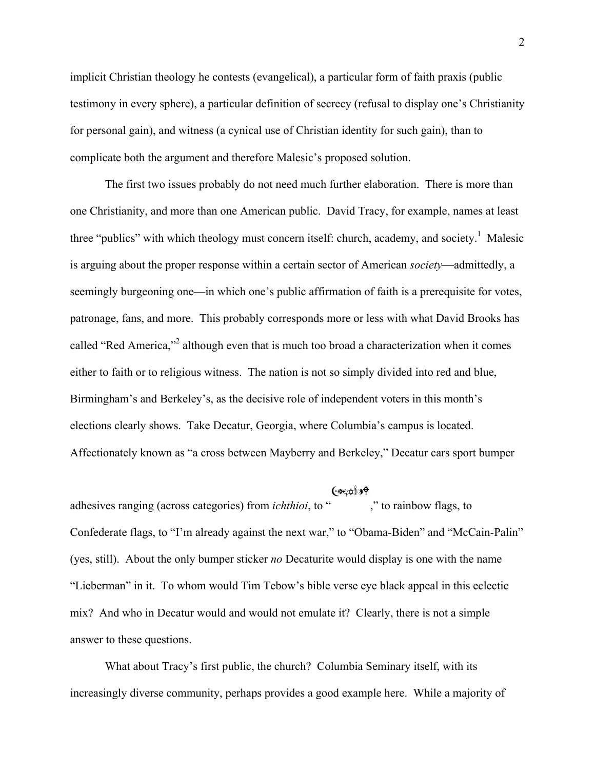implicit Christian theology he contests (evangelical), a particular form of faith praxis (public testimony in every sphere), a particular definition of secrecy (refusal to display one's Christianity for personal gain), and witness (a cynical use of Christian identity for such gain), than to complicate both the argument and therefore Malesic's proposed solution.

The first two issues probably do not need much further elaboration. There is more than one Christianity, and more than one American public. David Tracy, for example, names at least three "publics" with which theology must concern itself: church, academy, and society.[1] Malesic is arguing about the proper response within a certain sector of American *society*—admittedly, a seemingly burgeoning one—in which one's public affirmation of faith is a prerequisite for votes, patronage, fans, and more. This probably corresponds more or less with what David Brooks has called "Red America,"[2] although even that is much too broad a characterization when it comes either to faith or to religious witness. The nation is not so simply divided into red and blue, Birmingham's and Berkeley's, as the decisive role of independent voters in this month's elections clearly shows. Take Decatur, Georgia, where Columbia's campus is located. Affectionately known as "a cross between Mayberry and Berkeley," Decatur cars sport bumper adhesives ranging (across categories) from *ichthioi*, to "☪☮e✡i☯✝," to rainbow flags, to Confederate flags, to "I'm already against the next war," to "Obama-Biden" and "McCain-Palin" (yes, still). About the only bumper sticker *no* Decaturite would display is one with the name "Lieberman" in it. To whom would Tim Tebow's bible verse eye black appeal in this eclectic mix? And who in Decatur would and would not emulate it? Clearly, there is not a simple answer to these questions.

What about Tracy's first public, the church? Columbia Seminary itself, with its increasingly diverse community, perhaps provides a good example here. While a majority of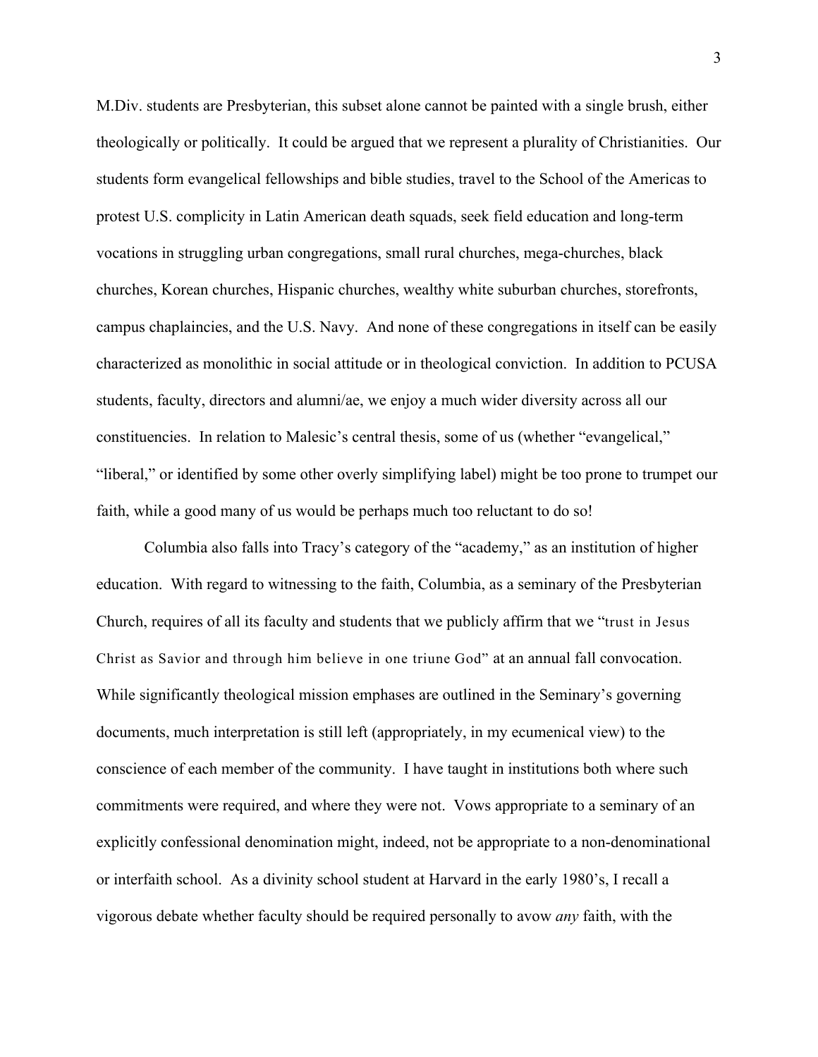M.Div. students are Presbyterian, this subset alone cannot be painted with a single brush, either theologically or politically. It could be argued that we represent a plurality of Christianities. Our students form evangelical fellowships and bible studies, travel to the School of the Americas to protest U.S. complicity in Latin American death squads, seek field education and long-term vocations in struggling urban congregations, small rural churches, mega-churches, black churches, Korean churches, Hispanic churches, wealthy white suburban churches, storefronts, campus chaplaincies, and the U.S. Navy. And none of these congregations in itself can be easily characterized as monolithic in social attitude or in theological conviction. In addition to PCUSA students, faculty, directors and alumni/ae, we enjoy a much wider diversity across all our constituencies. In relation to Malesic's central thesis, some of us (whether "evangelical," "liberal," or identified by some other overly simplifying label) might be too prone to trumpet our faith, while a good many of us would be perhaps much too reluctant to do so!

Columbia also falls into Tracy's category of the "academy," as an institution of higher education. With regard to witnessing to the faith, Columbia, as a seminary of the Presbyterian Church, requires of all its faculty and students that we publicly affirm that we "trust in Jesus Christ as Savior and through him believe in one triune God" at an annual fall convocation. While significantly theological mission emphases are outlined in the Seminary's governing documents, much interpretation is still left (appropriately, in my ecumenical view) to the conscience of each member of the community. I have taught in institutions both where such commitments were required, and where they were not. Vows appropriate to a seminary of an explicitly confessional denomination might, indeed, not be appropriate to a non-denominational or interfaith school. As a divinity school student at Harvard in the early 1980's, I recall a vigorous debate whether faculty should be required personally to avow *any* faith, with the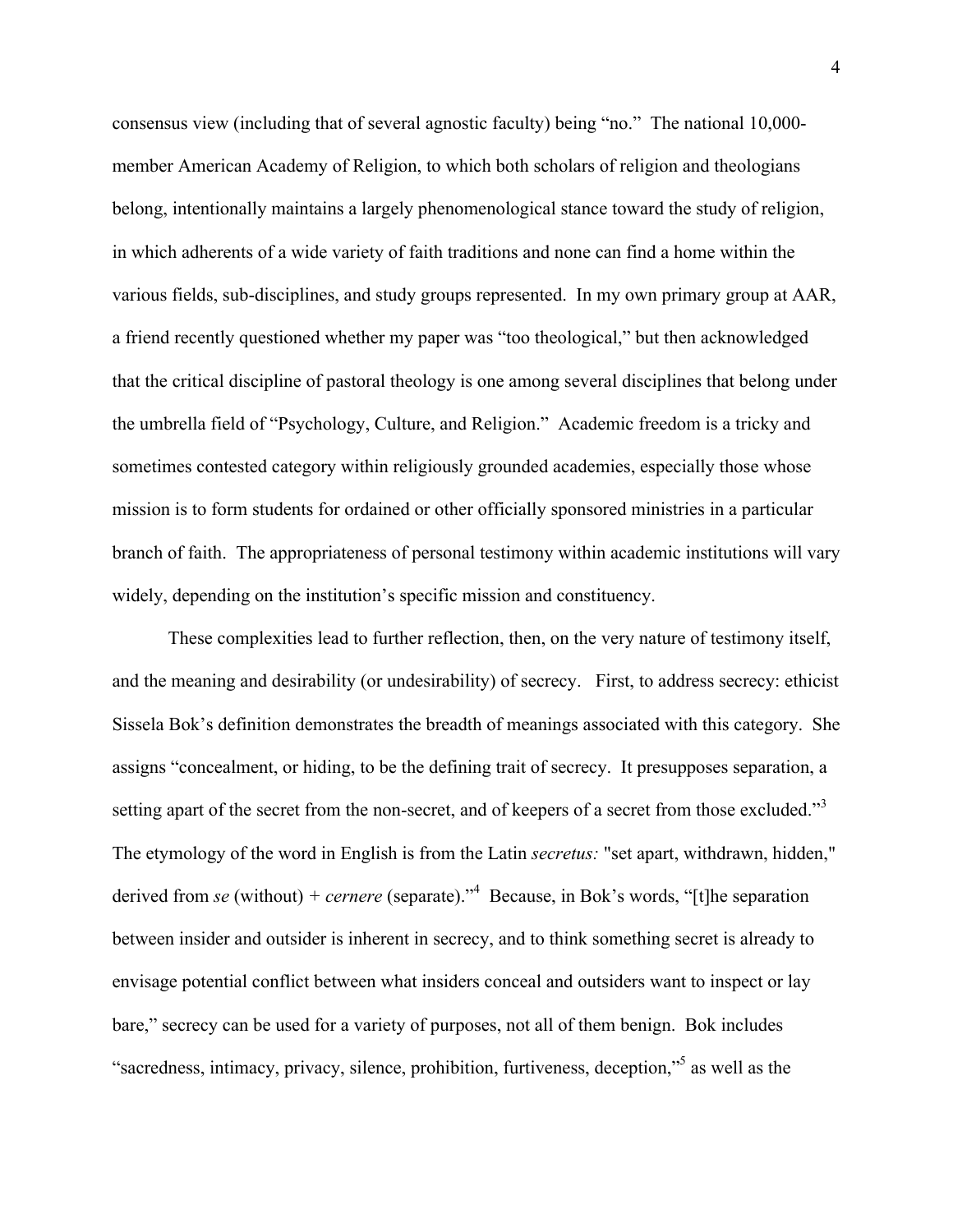consensus view (including that of several agnostic faculty) being "no." The national 10,000-member American Academy of Religion, to which both scholars of religion and theologians belong, intentionally maintains a largely phenomenological stance toward the study of religion, in which adherents of a wide variety of faith traditions and none can find a home within the various fields, sub-disciplines, and study groups represented. In my own primary group at AAR, a friend recently questioned whether my paper was "too theological," but then acknowledged that the critical discipline of pastoral theology is one among several disciplines that belong under the umbrella field of "Psychology, Culture, and Religion." Academic freedom is a tricky and sometimes contested category within religiously grounded academies, especially those whose mission is to form students for ordained or other officially sponsored ministries in a particular branch of faith. The appropriateness of personal testimony within academic institutions will vary widely, depending on the institution's specific mission and constituency.

These complexities lead to further reflection, then, on the very nature of testimony itself, and the meaning and desirability (or undesirability) of secrecy. First, to address secrecy: ethicist Sissela Bok's definition demonstrates the breadth of meanings associated with this category. She assigns "concealment, or hiding, to be the defining trait of secrecy. It presupposes separation, a setting apart of the secret from the non-secret, and of keepers of a secret from those excluded."[3] The etymology of the word in English is from the Latin *secretus:* "set apart, withdrawn, hidden," derived from *se* (without) + *cernere* (separate)."[4] Because, in Bok's words, "[t]he separation between insider and outsider is inherent in secrecy, and to think something secret is already to envisage potential conflict between what insiders conceal and outsiders want to inspect or lay bare," secrecy can be used for a variety of purposes, not all of them benign. Bok includes "sacredness, intimacy, privacy, silence, prohibition, furtiveness, deception,"[5] as well as the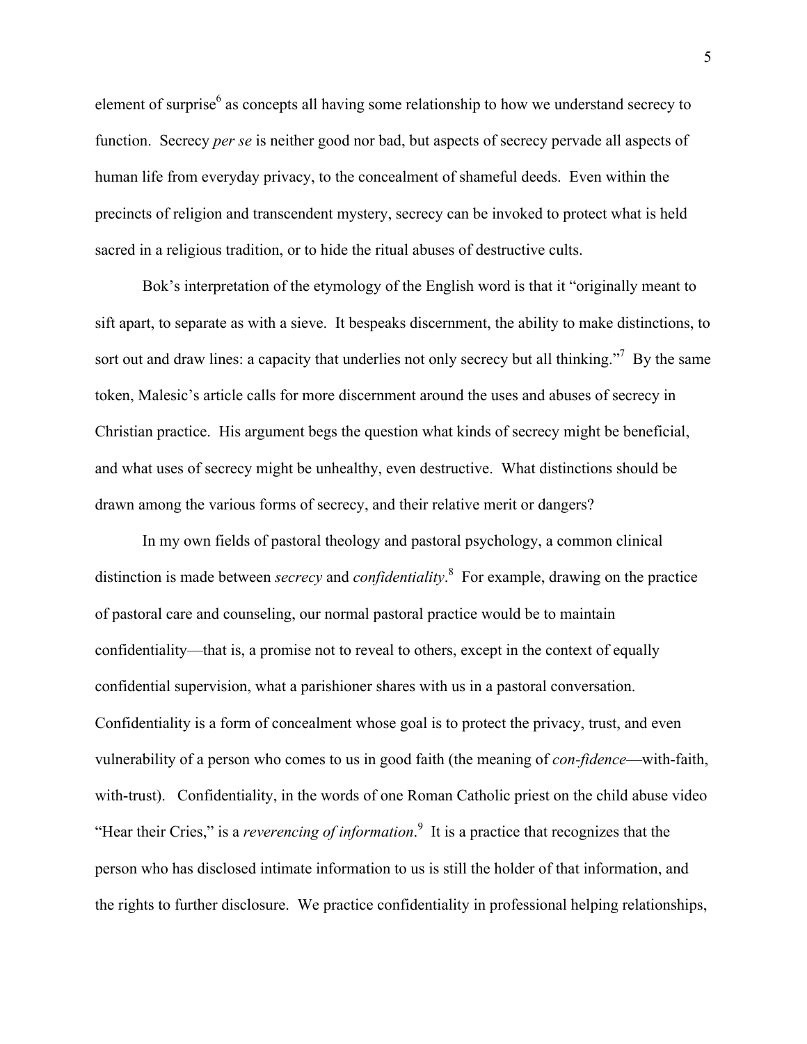element of surprise[6] as concepts all having some relationship to how we understand secrecy to function. Secrecy *per se* is neither good nor bad, but aspects of secrecy pervade all aspects of human life from everyday privacy, to the concealment of shameful deeds. Even within the precincts of religion and transcendent mystery, secrecy can be invoked to protect what is held sacred in a religious tradition, or to hide the ritual abuses of destructive cults.

Bok's interpretation of the etymology of the English word is that it "originally meant to sift apart, to separate as with a sieve. It bespeaks discernment, the ability to make distinctions, to sort out and draw lines: a capacity that underlies not only secrecy but all thinking."[7] By the same token, Malesic's article calls for more discernment around the uses and abuses of secrecy in Christian practice. His argument begs the question what kinds of secrecy might be beneficial, and what uses of secrecy might be unhealthy, even destructive. What distinctions should be drawn among the various forms of secrecy, and their relative merit or dangers?

In my own fields of pastoral theology and pastoral psychology, a common clinical distinction is made between *secrecy* and *confidentiality*.[8] For example, drawing on the practice of pastoral care and counseling, our normal pastoral practice would be to maintain confidentiality—that is, a promise not to reveal to others, except in the context of equally confidential supervision, what a parishioner shares with us in a pastoral conversation. Confidentiality is a form of concealment whose goal is to protect the privacy, trust, and even vulnerability of a person who comes to us in good faith (the meaning of *con-fidence*—with-faith, with-trust). Confidentiality, in the words of one Roman Catholic priest on the child abuse video "Hear their Cries," is a *reverencing of information*.[9] It is a practice that recognizes that the person who has disclosed intimate information to us is still the holder of that information, and the rights to further disclosure. We practice confidentiality in professional helping relationships,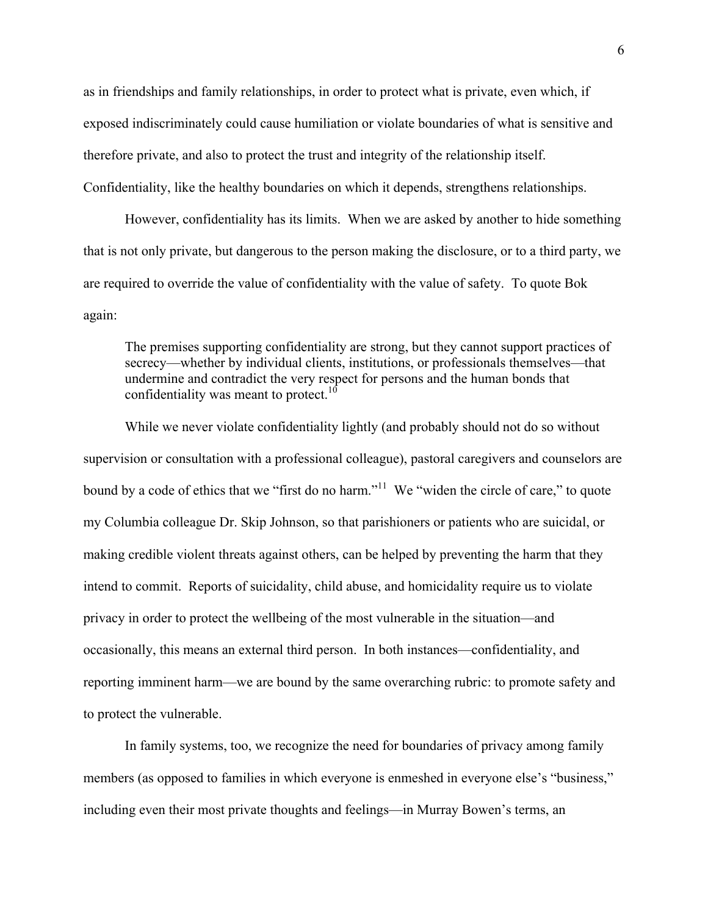as in friendships and family relationships, in order to protect what is private, even which, if exposed indiscriminately could cause humiliation or violate boundaries of what is sensitive and therefore private, and also to protect the trust and integrity of the relationship itself. Confidentiality, like the healthy boundaries on which it depends, strengthens relationships.

However, confidentiality has its limits. When we are asked by another to hide something that is not only private, but dangerous to the person making the disclosure, or to a third party, we are required to override the value of confidentiality with the value of safety. To quote Bok again:

> The premises supporting confidentiality are strong, but they cannot support practices of secrecy—whether by individual clients, institutions, or professionals themselves—that undermine and contradict the very respect for persons and the human bonds that confidentiality was meant to protect.[10]

While we never violate confidentiality lightly (and probably should not do so without supervision or consultation with a professional colleague), pastoral caregivers and counselors are bound by a code of ethics that we "first do no harm."[11] We "widen the circle of care," to quote my Columbia colleague Dr. Skip Johnson, so that parishioners or patients who are suicidal, or making credible violent threats against others, can be helped by preventing the harm that they intend to commit. Reports of suicidality, child abuse, and homicidality require us to violate privacy in order to protect the wellbeing of the most vulnerable in the situation—and occasionally, this means an external third person. In both instances—confidentiality, and reporting imminent harm—we are bound by the same overarching rubric: to promote safety and to protect the vulnerable.

In family systems, too, we recognize the need for boundaries of privacy among family members (as opposed to families in which everyone is enmeshed in everyone else's "business," including even their most private thoughts and feelings—in Murray Bowen's terms, an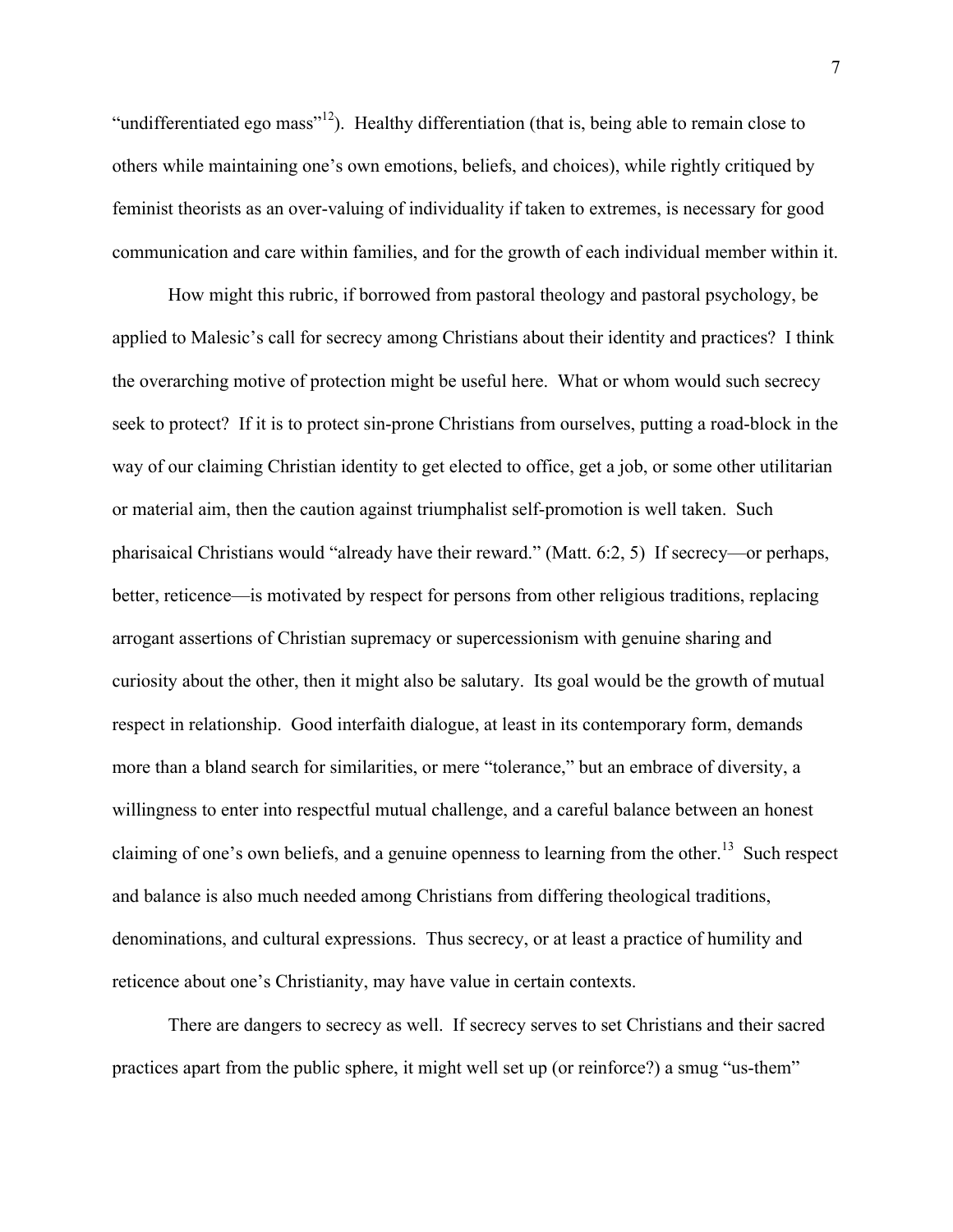"undifferentiated ego mass"[12]). Healthy differentiation (that is, being able to remain close to others while maintaining one's own emotions, beliefs, and choices), while rightly critiqued by feminist theorists as an over-valuing of individuality if taken to extremes, is necessary for good communication and care within families, and for the growth of each individual member within it.

How might this rubric, if borrowed from pastoral theology and pastoral psychology, be applied to Malesic's call for secrecy among Christians about their identity and practices? I think the overarching motive of protection might be useful here. What or whom would such secrecy seek to protect? If it is to protect sin-prone Christians from ourselves, putting a road-block in the way of our claiming Christian identity to get elected to office, get a job, or some other utilitarian or material aim, then the caution against triumphalist self-promotion is well taken. Such pharisaical Christians would "already have their reward." (Matt. 6:2, 5) If secrecy—or perhaps, better, reticence—is motivated by respect for persons from other religious traditions, replacing arrogant assertions of Christian supremacy or supercessionism with genuine sharing and curiosity about the other, then it might also be salutary. Its goal would be the growth of mutual respect in relationship. Good interfaith dialogue, at least in its contemporary form, demands more than a bland search for similarities, or mere "tolerance," but an embrace of diversity, a willingness to enter into respectful mutual challenge, and a careful balance between an honest claiming of one's own beliefs, and a genuine openness to learning from the other.[13] Such respect and balance is also much needed among Christians from differing theological traditions, denominations, and cultural expressions. Thus secrecy, or at least a practice of humility and reticence about one's Christianity, may have value in certain contexts.

There are dangers to secrecy as well. If secrecy serves to set Christians and their sacred practices apart from the public sphere, it might well set up (or reinforce?) a smug "us-them"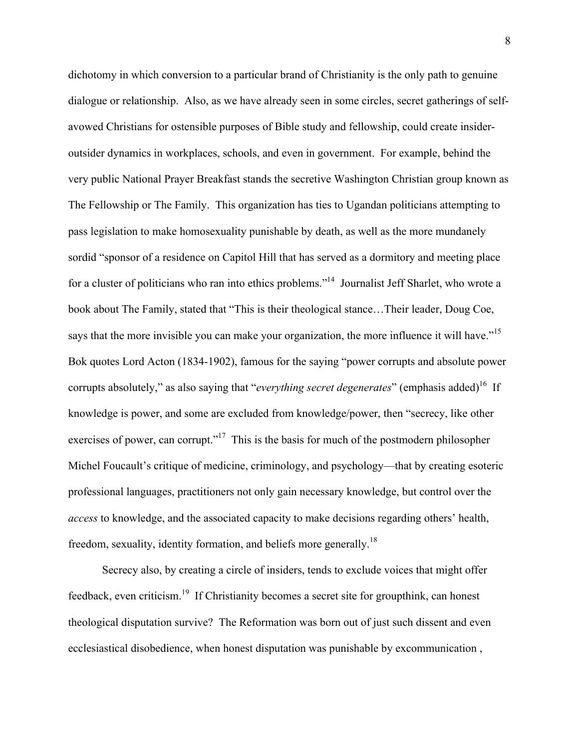dichotomy in which conversion to a particular brand of Christianity is the only path to genuine dialogue or relationship. Also, as we have already seen in some circles, secret gatherings of self-avowed Christians for ostensible purposes of Bible study and fellowship, could create insider-outsider dynamics in workplaces, schools, and even in government. For example, behind the very public National Prayer Breakfast stands the secretive Washington Christian group known as The Fellowship or The Family. This organization has ties to Ugandan politicians attempting to pass legislation to make homosexuality punishable by death, as well as the more mundanely sordid "sponsor of a residence on Capitol Hill that has served as a dormitory and meeting place for a cluster of politicians who ran into ethics problems."[14] Journalist Jeff Sharlet, who wrote a book about The Family, stated that "This is their theological stance…Their leader, Doug Coe, says that the more invisible you can make your organization, the more influence it will have."[15] Bok quotes Lord Acton (1834-1902), famous for the saying "power corrupts and absolute power corrupts absolutely," as also saying that "*everything secret degenerates*" (emphasis added)[16] If knowledge is power, and some are excluded from knowledge/power, then "secrecy, like other exercises of power, can corrupt."[17] This is the basis for much of the postmodern philosopher Michel Foucault's critique of medicine, criminology, and psychology—that by creating esoteric professional languages, practitioners not only gain necessary knowledge, but control over the *access* to knowledge, and the associated capacity to make decisions regarding others' health, freedom, sexuality, identity formation, and beliefs more generally.[18]

Secrecy also, by creating a circle of insiders, tends to exclude voices that might offer feedback, even criticism.[19] If Christianity becomes a secret site for groupthink, can honest theological disputation survive? The Reformation was born out of just such dissent and even ecclesiastical disobedience, when honest disputation was punishable by excommunication ,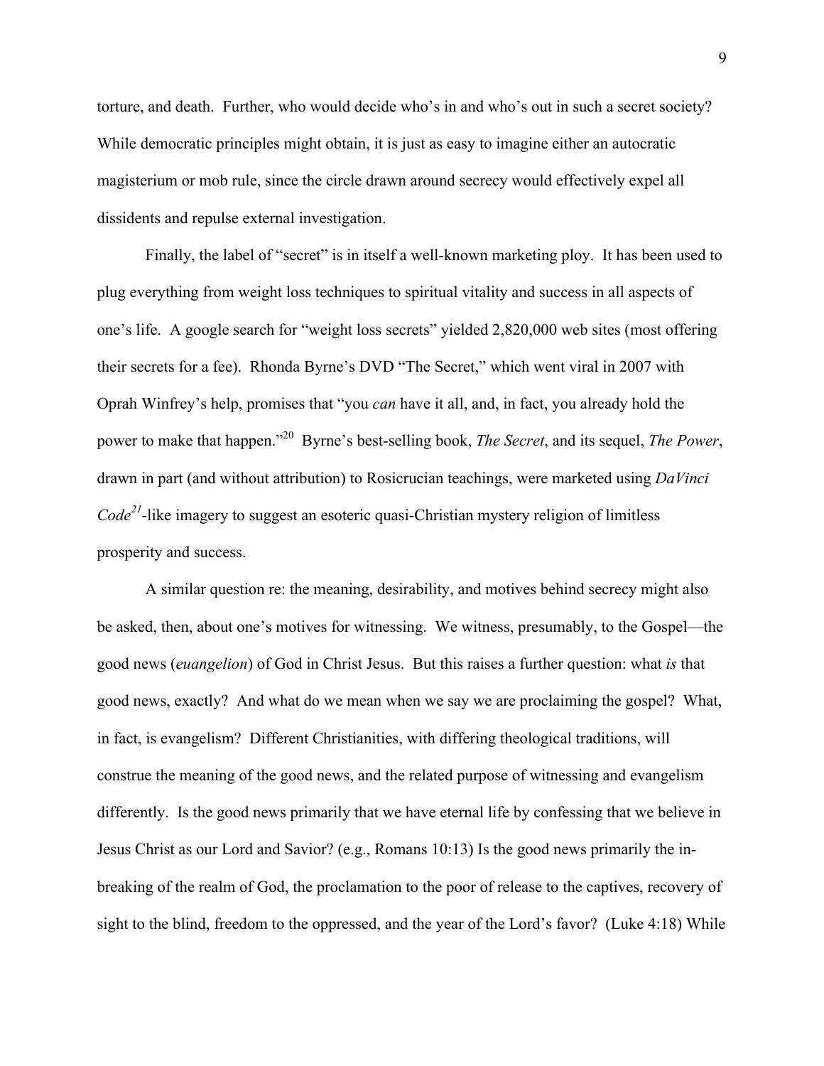torture, and death. Further, who would decide who's in and who's out in such a secret society? While democratic principles might obtain, it is just as easy to imagine either an autocratic magisterium or mob rule, since the circle drawn around secrecy would effectively expel all dissidents and repulse external investigation.

Finally, the label of "secret" is in itself a well-known marketing ploy. It has been used to plug everything from weight loss techniques to spiritual vitality and success in all aspects of one's life. A google search for "weight loss secrets" yielded 2,820,000 web sites (most offering their secrets for a fee). Rhonda Byrne's DVD "The Secret," which went viral in 2007 with Oprah Winfrey's help, promises that "you *can* have it all, and, in fact, you already hold the power to make that happen."[20] Byrne's best-selling book, *The Secret*, and its sequel, *The Power*, drawn in part (and without attribution) to Rosicrucian teachings, were marketed using *DaVinci Code*[21]-like imagery to suggest an esoteric quasi-Christian mystery religion of limitless prosperity and success.

A similar question re: the meaning, desirability, and motives behind secrecy might also be asked, then, about one's motives for witnessing. We witness, presumably, to the Gospel—the good news (*euangelion*) of God in Christ Jesus. But this raises a further question: what *is* that good news, exactly? And what do we mean when we say we are proclaiming the gospel? What, in fact, is evangelism? Different Christianities, with differing theological traditions, will construe the meaning of the good news, and the related purpose of witnessing and evangelism differently. Is the good news primarily that we have eternal life by confessing that we believe in Jesus Christ as our Lord and Savior? (e.g., Romans 10:13) Is the good news primarily the in-breaking of the realm of God, the proclamation to the poor of release to the captives, recovery of sight to the blind, freedom to the oppressed, and the year of the Lord's favor? (Luke 4:18) While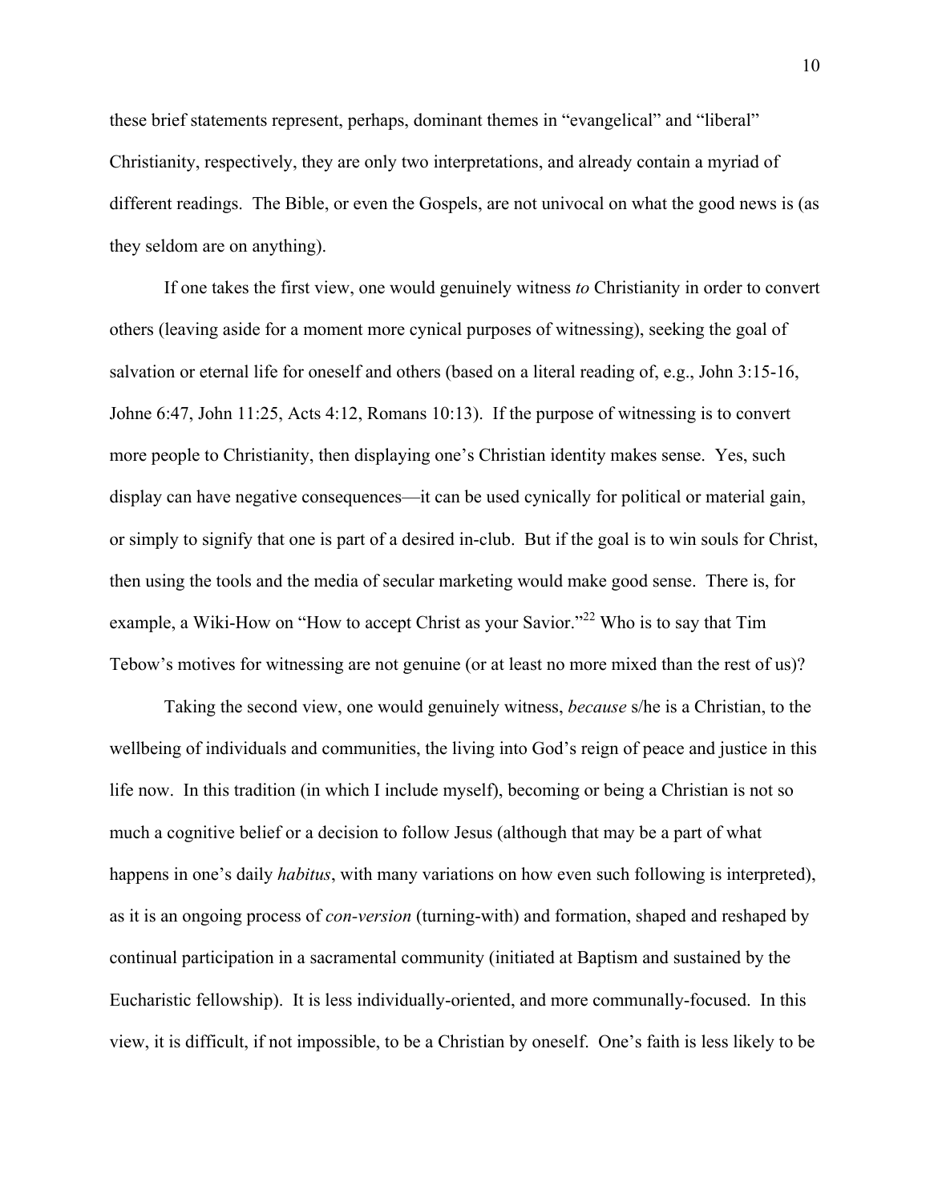these brief statements represent, perhaps, dominant themes in "evangelical" and "liberal" Christianity, respectively, they are only two interpretations, and already contain a myriad of different readings. The Bible, or even the Gospels, are not univocal on what the good news is (as they seldom are on anything).

If one takes the first view, one would genuinely witness *to* Christianity in order to convert others (leaving aside for a moment more cynical purposes of witnessing), seeking the goal of salvation or eternal life for oneself and others (based on a literal reading of, e.g., John 3:15-16, Johne 6:47, John 11:25, Acts 4:12, Romans 10:13). If the purpose of witnessing is to convert more people to Christianity, then displaying one's Christian identity makes sense. Yes, such display can have negative consequences—it can be used cynically for political or material gain, or simply to signify that one is part of a desired in-club. But if the goal is to win souls for Christ, then using the tools and the media of secular marketing would make good sense. There is, for example, a Wiki-How on "How to accept Christ as your Savior."[22] Who is to say that Tim Tebow's motives for witnessing are not genuine (or at least no more mixed than the rest of us)?

Taking the second view, one would genuinely witness, *because* s/he is a Christian, to the wellbeing of individuals and communities, the living into God's reign of peace and justice in this life now. In this tradition (in which I include myself), becoming or being a Christian is not so much a cognitive belief or a decision to follow Jesus (although that may be a part of what happens in one's daily *habitus*, with many variations on how even such following is interpreted), as it is an ongoing process of *con-version* (turning-with) and formation, shaped and reshaped by continual participation in a sacramental community (initiated at Baptism and sustained by the Eucharistic fellowship). It is less individually-oriented, and more communally-focused. In this view, it is difficult, if not impossible, to be a Christian by oneself. One's faith is less likely to be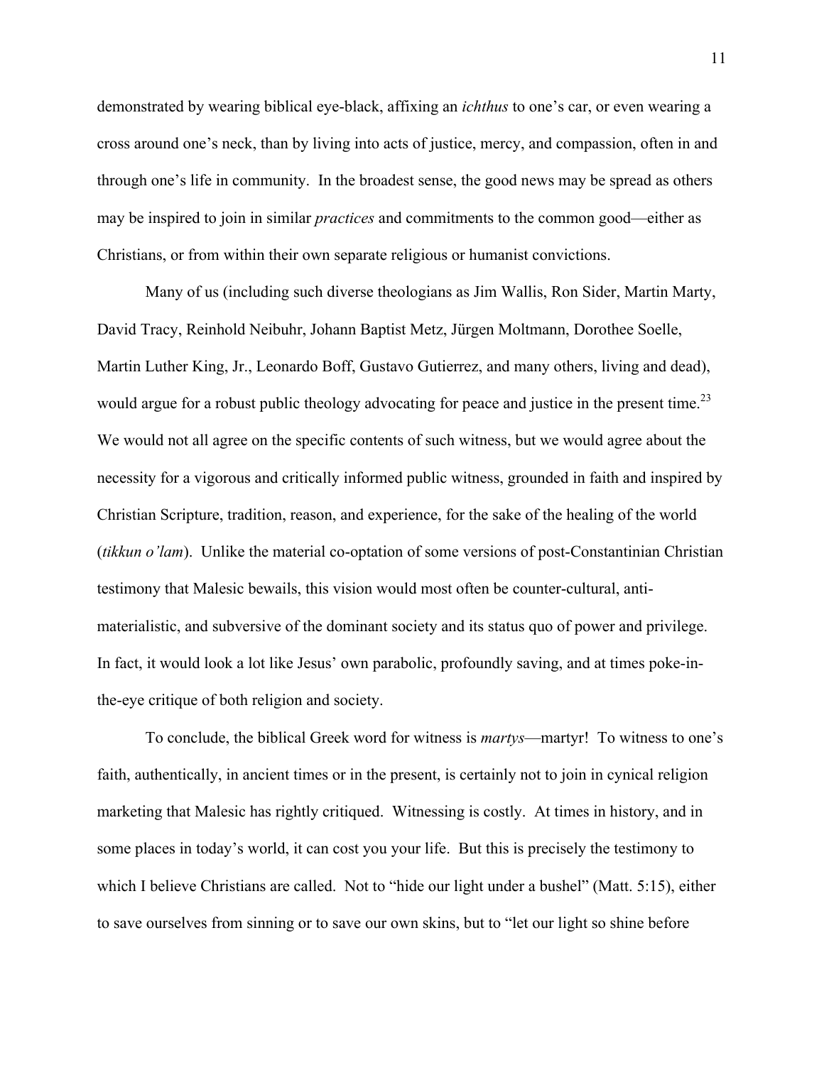demonstrated by wearing biblical eye-black, affixing an *ichthus* to one's car, or even wearing a cross around one's neck, than by living into acts of justice, mercy, and compassion, often in and through one's life in community. In the broadest sense, the good news may be spread as others may be inspired to join in similar *practices* and commitments to the common good—either as Christians, or from within their own separate religious or humanist convictions.

Many of us (including such diverse theologians as Jim Wallis, Ron Sider, Martin Marty, David Tracy, Reinhold Neibuhr, Johann Baptist Metz, Jürgen Moltmann, Dorothee Soelle, Martin Luther King, Jr., Leonardo Boff, Gustavo Gutierrez, and many others, living and dead), would argue for a robust public theology advocating for peace and justice in the present time.[23] We would not all agree on the specific contents of such witness, but we would agree about the necessity for a vigorous and critically informed public witness, grounded in faith and inspired by Christian Scripture, tradition, reason, and experience, for the sake of the healing of the world (*tikkun o'lam*). Unlike the material co-optation of some versions of post-Constantinian Christian testimony that Malesic bewails, this vision would most often be counter-cultural, anti-materialistic, and subversive of the dominant society and its status quo of power and privilege. In fact, it would look a lot like Jesus' own parabolic, profoundly saving, and at times poke-in-the-eye critique of both religion and society.

To conclude, the biblical Greek word for witness is *martys*—martyr! To witness to one's faith, authentically, in ancient times or in the present, is certainly not to join in cynical religion marketing that Malesic has rightly critiqued. Witnessing is costly. At times in history, and in some places in today's world, it can cost you your life. But this is precisely the testimony to which I believe Christians are called. Not to "hide our light under a bushel" (Matt. 5:15), either to save ourselves from sinning or to save our own skins, but to "let our light so shine before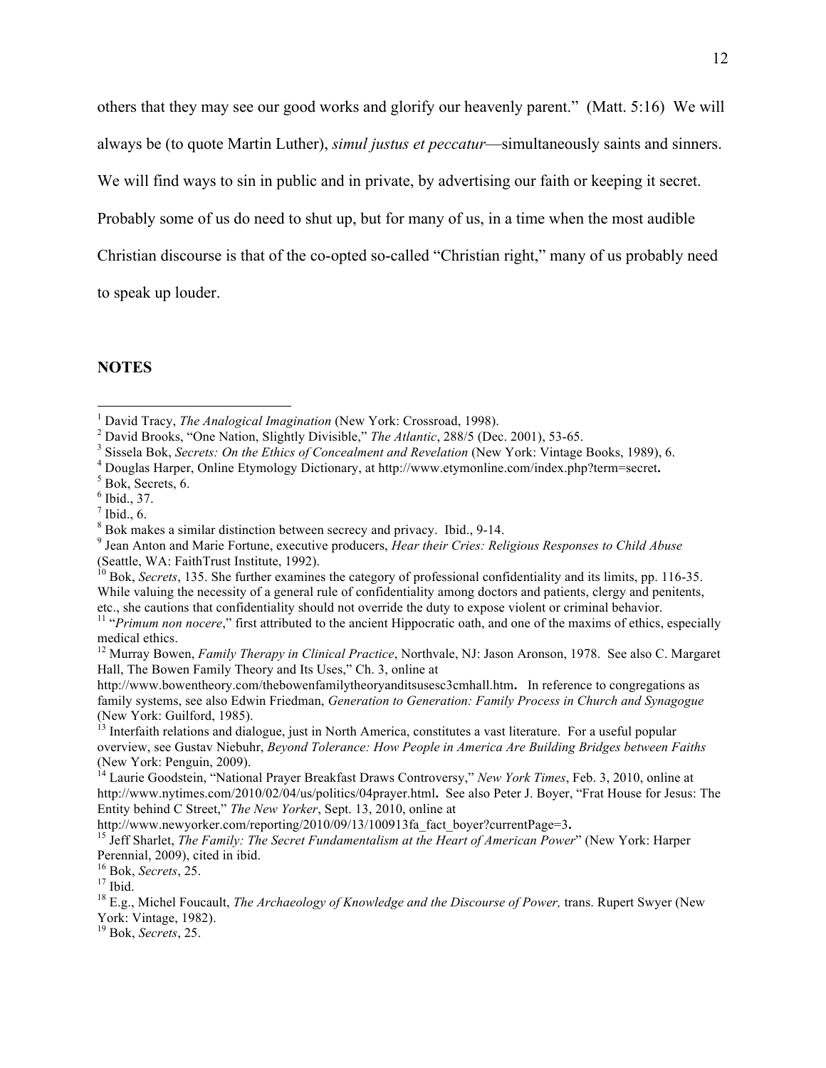others that they may see our good works and glorify our heavenly parent." (Matt. 5:16) We will always be (to quote Martin Luther), *simul justus et peccatur*—simultaneously saints and sinners. We will find ways to sin in public and in private, by advertising our faith or keeping it secret. Probably some of us do need to shut up, but for many of us, in a time when the most audible Christian discourse is that of the co-opted so-called "Christian right," many of us probably need to speak up louder.

## NOTES

[1] David Tracy, *The Analogical Imagination* (New York: Crossroad, 1998).

[2] David Brooks, "One Nation, Slightly Divisible," *The Atlantic*, 288/5 (Dec. 2001), 53-65.

[3] Sissela Bok, *Secrets: On the Ethics of Concealment and Revelation* (New York: Vintage Books, 1989), 6.

[4] Douglas Harper, Online Etymology Dictionary, at http://www.etymonline.com/index.php?term=secret**.**

[5] Bok, Secrets, 6.

[6] Ibid., 37.

[7] Ibid., 6.

[8] Bok makes a similar distinction between secrecy and privacy. Ibid., 9-14.

[9] Jean Anton and Marie Fortune, executive producers, *Hear their Cries: Religious Responses to Child Abuse* (Seattle, WA: FaithTrust Institute, 1992).

[10] Bok, *Secrets*, 135. She further examines the category of professional confidentiality and its limits, pp. 116-35. While valuing the necessity of a general rule of confidentiality among doctors and patients, clergy and penitents, etc., she cautions that confidentiality should not override the duty to expose violent or criminal behavior.

[11] "*Primum non nocere*," first attributed to the ancient Hippocratic oath, and one of the maxims of ethics, especially medical ethics.

[12] Murray Bowen, *Family Therapy in Clinical Practice*, Northvale, NJ: Jason Aronson, 1978. See also C. Margaret Hall, The Bowen Family Theory and Its Uses," Ch. 3, online at http://www.bowentheory.com/thebowenfamilytheoryanditsusesc3cmhall.htm**.** In reference to congregations as family systems, see also Edwin Friedman, *Generation to Generation: Family Process in Church and Synagogue* (New York: Guilford, 1985).

[13] Interfaith relations and dialogue, just in North America, constitutes a vast literature. For a useful popular overview, see Gustav Niebuhr, *Beyond Tolerance: How People in America Are Building Bridges between Faiths* (New York: Penguin, 2009).

[14] Laurie Goodstein, "National Prayer Breakfast Draws Controversy," *New York Times*, Feb. 3, 2010, online at http://www.nytimes.com/2010/02/04/us/politics/04prayer.html**.** See also Peter J. Boyer, "Frat House for Jesus: The Entity behind C Street," *The New Yorker*, Sept. 13, 2010, online at http://www.newyorker.com/reporting/2010/09/13/100913fa_fact_boyer?currentPage=3**.**

[15] Jeff Sharlet, *The Family: The Secret Fundamentalism at the Heart of American Power*" (New York: Harper Perennial, 2009), cited in ibid.

[16] Bok, *Secrets*, 25.

[17] Ibid.

[18] E.g., Michel Foucault, *The Archaeology of Knowledge and the Discourse of Power,* trans. Rupert Swyer (New York: Vintage, 1982).

[19] Bok, *Secrets*, 25.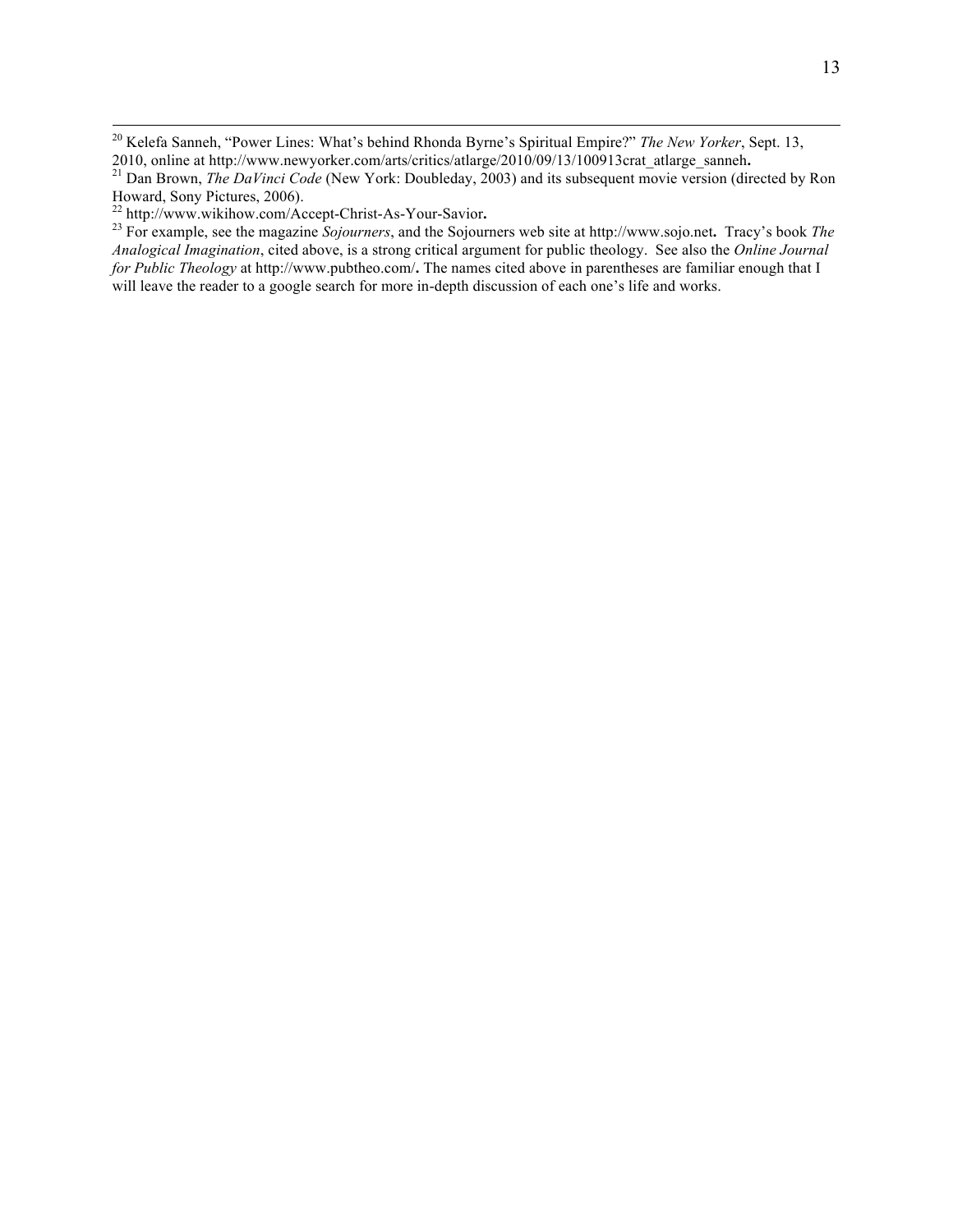[20] Kelefa Sanneh, "Power Lines: What's behind Rhonda Byrne's Spiritual Empire?" *The New Yorker*, Sept. 13, 2010, online at http://www.newyorker.com/arts/critics/atlarge/2010/09/13/100913crat_atlarge_sanneh**.**

[21] Dan Brown, *The DaVinci Code* (New York: Doubleday, 2003) and its subsequent movie version (directed by Ron Howard, Sony Pictures, 2006).

[22] http://www.wikihow.com/Accept-Christ-As-Your-Savior**.**

[23] For example, see the magazine *Sojourners*, and the Sojourners web site at http://www.sojo.net**.** Tracy's book *The Analogical Imagination*, cited above, is a strong critical argument for public theology. See also the *Online Journal for Public Theology* at http://www.pubtheo.com/**.** The names cited above in parentheses are familiar enough that I will leave the reader to a google search for more in-depth discussion of each one's life and works.